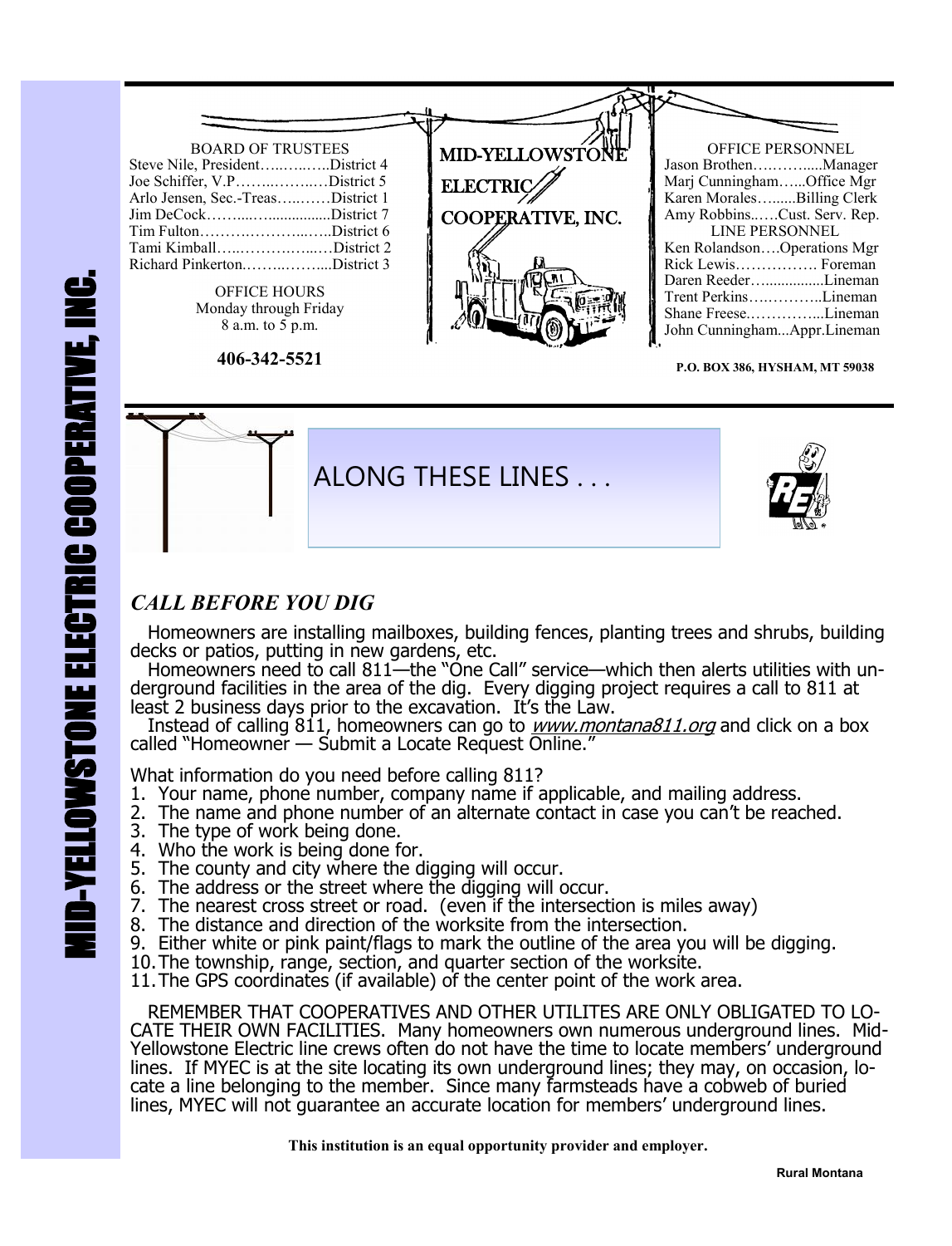# MID-YELLOWSTONE ELECTRIC COOPERATIVE, INC.

**BOARD OF TRUSTEES**

Steve Nile, President……..……..District 4
Joe Schiffer, V.P……..……..…District 5
Arlo Jensen, Sec.-Treas…..……District 1
Jim DeCock……....…...............District 7
Tim Fulton……….………...…..District 6
Tami Kimball…...………….....…District 2
Richard Pinkerton.……...……....District 3

OFFICE HOURS
Monday through Friday
8 a.m. to 5 p.m.

**406-342-5521**

MID-YELLOWSTONE ELECTRIC COOPERATIVE, INC.

**OFFICE PERSONNEL**

Jason Brothen……….....Manager
Marj Cunningham…...Office Mgr
Karen Morales…......Billing Clerk
Amy Robbins..….Cust. Serv. Rep.

**LINE PERSONNEL**

Ken Rolandson….Operations Mgr
Rick Lewis……………. Foreman
Daren Reeder…..............Lineman
Trent Perkins….………..Lineman
Shane Freese.………….....Lineman
John Cunningham...Appr.Lineman

**P.O. BOX 386, HYSHAM, MT 59038**

## ALONG THESE LINES . . .

### *CALL BEFORE YOU DIG*

Homeowners are installing mailboxes, building fences, planting trees and shrubs, building decks or patios, putting in new gardens, etc.

Homeowners need to call 811—the "One Call" service—which then alerts utilities with underground facilities in the area of the dig. Every digging project requires a call to 811 at least 2 business days prior to the excavation. It's the Law.

Instead of calling 811, homeowners can go to *www.montana811.org* and click on a box called "Homeowner — Submit a Locate Request Online."

What information do you need before calling 811?

1. Your name, phone number, company name if applicable, and mailing address.
2. The name and phone number of an alternate contact in case you can't be reached.
3. The type of work being done.
4. Who the work is being done for.
5. The county and city where the digging will occur.
6. The address or the street where the digging will occur.
7. The nearest cross street or road. (even if the intersection is miles away)
8. The distance and direction of the worksite from the intersection.
9. Either white or pink paint/flags to mark the outline of the area you will be digging.
10. The township, range, section, and quarter section of the worksite.
11. The GPS coordinates (if available) of the center point of the work area.

REMEMBER THAT COOPERATIVES AND OTHER UTILITES ARE ONLY OBLIGATED TO LOCATE THEIR OWN FACILITIES. Many homeowners own numerous underground lines. Mid-Yellowstone Electric line crews often do not have the time to locate members' underground lines. If MYEC is at the site locating its own underground lines; they may, on occasion, locate a line belonging to the member. Since many farmsteads have a cobweb of buried lines, MYEC will not guarantee an accurate location for members' underground lines.

**This institution is an equal opportunity provider and employer.**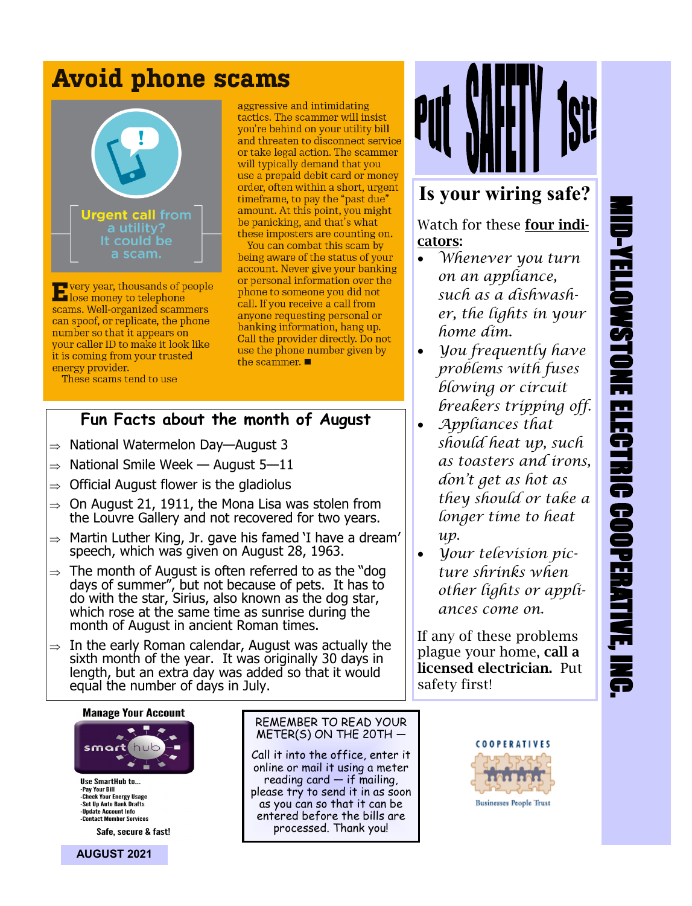## Avoid phone scams

Urgent call from a utility? It could be a scam.

Every year, thousands of people lose money to telephone scams. Well-organized scammers can spoof, or replicate, the phone number so that it appears on your caller ID to make it look like it is coming from your trusted energy provider.

These scams tend to use aggressive and intimidating tactics. The scammer will insist you're behind on your utility bill and threaten to disconnect service or take legal action. The scammer will typically demand that you use a prepaid debit card or money order, often within a short, urgent timeframe, to pay the "past due" amount. At this point, you might be panicking, and that's what these imposters are counting on.

You can combat this scam by being aware of the status of your account. Never give your banking or personal information over the phone to someone you did not call. If you receive a call from anyone requesting personal or banking information, hang up. Call the provider directly. Do not use the phone number given by the scammer. ■

## Fun Facts about the month of August

- ⇒ National Watermelon Day—August 3
- ⇒ National Smile Week — August 5—11
- ⇒ Official August flower is the gladiolus
- ⇒ On August 21, 1911, the Mona Lisa was stolen from the Louvre Gallery and not recovered for two years.
- ⇒ Martin Luther King, Jr. gave his famed 'I have a dream' speech, which was given on August 28, 1963.
- ⇒ The month of August is often referred to as the "dog days of summer", but not because of pets. It has to do with the star, Sirius, also known as the dog star, which rose at the same time as sunrise during the month of August in ancient Roman times.
- ⇒ In the early Roman calendar, August was actually the sixth month of the year. It was originally 30 days in length, but an extra day was added so that it would equal the number of days in July.

# Put SAFETY 1st!

## Is your wiring safe?

Watch for these **four indicators**:

- *Whenever you turn on an appliance, such as a dishwasher, the lights in your home dim.*
- *You frequently have problems with fuses blowing or circuit breakers tripping off.*
- *Appliances that should heat up, such as toasters and irons, don't get as hot as they should or take a longer time to heat up.*
- *Your television picture shrinks when other lights or appliances come on.*

If any of these problems plague your home, **call a licensed electrician.** Put safety first!

MID-YELLOWSTONE ELECTRIC COOPERATIVE, INC.

**Manage Your Account**

smart hub

Use SmartHub to...
- Pay Your Bill
- Check Your Energy Usage
- Set Up Auto Bank Drafts
- Update Account Info
- Contact Member Services

Safe, secure & fast!

REMEMBER TO READ YOUR METER(S) ON THE 20TH —

Call it into the office, enter it online or mail it using a meter reading card — if mailing, please try to send it in as soon as you can so that it can be entered before the bills are processed. Thank you!

COOPERATIVES

Businesses People Trust

AUGUST 2021